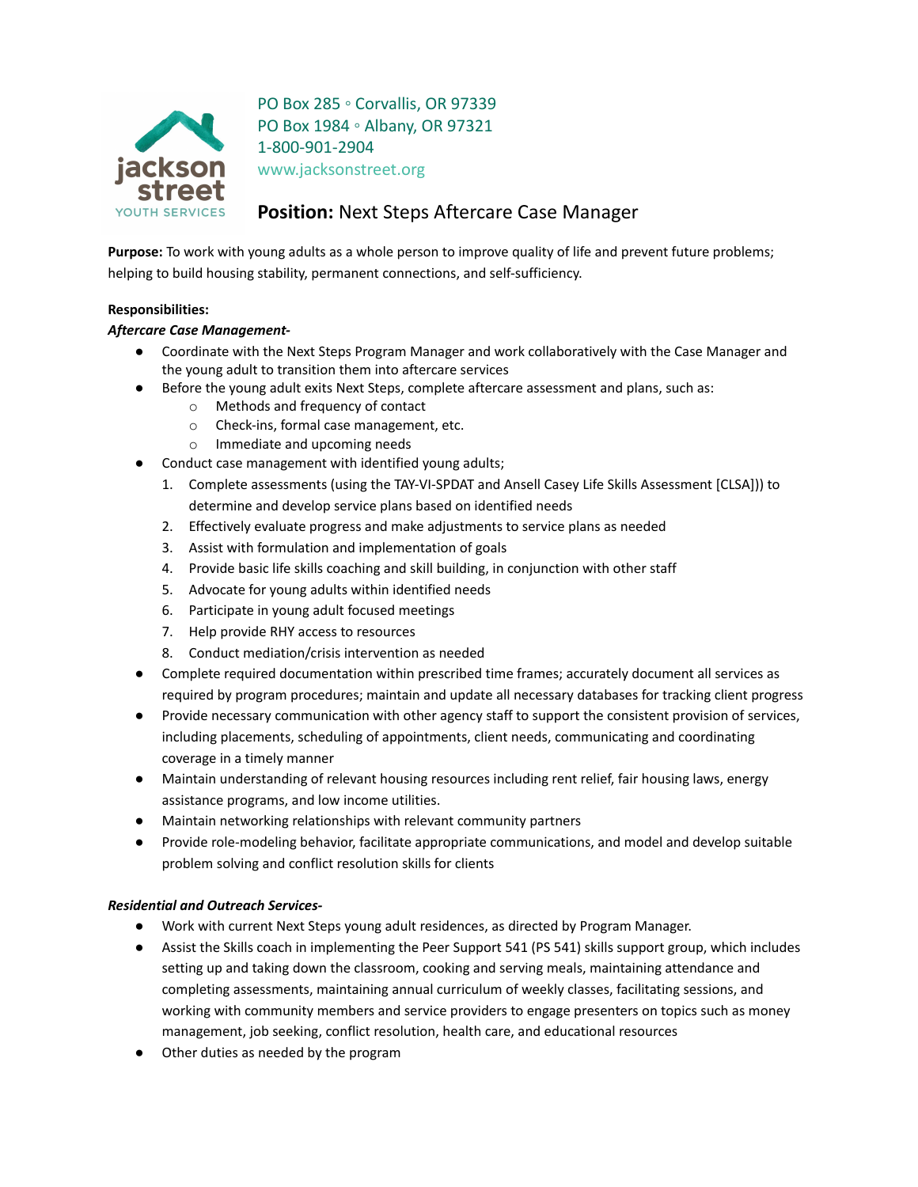jackson street YOUTH SERVICES

PO Box 285 ◦ Corvallis, OR 97339
PO Box 1984 ◦ Albany, OR 97321
1-800-901-2904
www.jacksonstreet.org

# **Position:** Next Steps Aftercare Case Manager

**Purpose:** To work with young adults as a whole person to improve quality of life and prevent future problems; helping to build housing stability, permanent connections, and self-sufficiency.

**Responsibilities:**

***Aftercare Case Management-***

- Coordinate with the Next Steps Program Manager and work collaboratively with the Case Manager and the young adult to transition them into aftercare services
- Before the young adult exits Next Steps, complete aftercare assessment and plans, such as:
  - Methods and frequency of contact
  - Check-ins, formal case management, etc.
  - Immediate and upcoming needs
- Conduct case management with identified young adults;
  1. Complete assessments (using the TAY-VI-SPDAT and Ansell Casey Life Skills Assessment [CLSA])) to determine and develop service plans based on identified needs
  2. Effectively evaluate progress and make adjustments to service plans as needed
  3. Assist with formulation and implementation of goals
  4. Provide basic life skills coaching and skill building, in conjunction with other staff
  5. Advocate for young adults within identified needs
  6. Participate in young adult focused meetings
  7. Help provide RHY access to resources
  8. Conduct mediation/crisis intervention as needed
- Complete required documentation within prescribed time frames; accurately document all services as required by program procedures; maintain and update all necessary databases for tracking client progress
- Provide necessary communication with other agency staff to support the consistent provision of services, including placements, scheduling of appointments, client needs, communicating and coordinating coverage in a timely manner
- Maintain understanding of relevant housing resources including rent relief, fair housing laws, energy assistance programs, and low income utilities.
- Maintain networking relationships with relevant community partners
- Provide role-modeling behavior, facilitate appropriate communications, and model and develop suitable problem solving and conflict resolution skills for clients

***Residential and Outreach Services-***

- Work with current Next Steps young adult residences, as directed by Program Manager.
- Assist the Skills coach in implementing the Peer Support 541 (PS 541) skills support group, which includes setting up and taking down the classroom, cooking and serving meals, maintaining attendance and completing assessments, maintaining annual curriculum of weekly classes, facilitating sessions, and working with community members and service providers to engage presenters on topics such as money management, job seeking, conflict resolution, health care, and educational resources
- Other duties as needed by the program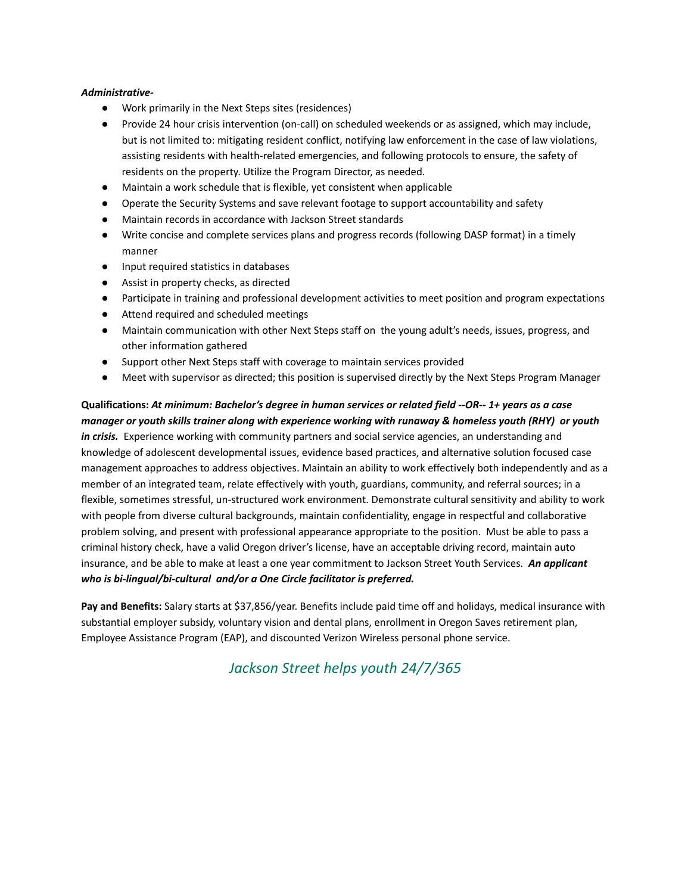***Administrative-***

- Work primarily in the Next Steps sites (residences)
- Provide 24 hour crisis intervention (on-call) on scheduled weekends or as assigned, which may include, but is not limited to: mitigating resident conflict, notifying law enforcement in the case of law violations, assisting residents with health-related emergencies, and following protocols to ensure, the safety of residents on the property. Utilize the Program Director, as needed.
- Maintain a work schedule that is flexible, yet consistent when applicable
- Operate the Security Systems and save relevant footage to support accountability and safety
- Maintain records in accordance with Jackson Street standards
- Write concise and complete services plans and progress records (following DASP format) in a timely manner
- Input required statistics in databases
- Assist in property checks, as directed
- Participate in training and professional development activities to meet position and program expectations
- Attend required and scheduled meetings
- Maintain communication with other Next Steps staff on the young adult's needs, issues, progress, and other information gathered
- Support other Next Steps staff with coverage to maintain services provided
- Meet with supervisor as directed; this position is supervised directly by the Next Steps Program Manager

**Qualifications:** ***At minimum: Bachelor's degree in human services or related field --OR-- 1+ years as a case manager or youth skills trainer along with experience working with runaway & homeless youth (RHY) or youth in crisis.*** Experience working with community partners and social service agencies, an understanding and knowledge of adolescent developmental issues, evidence based practices, and alternative solution focused case management approaches to address objectives. Maintain an ability to work effectively both independently and as a member of an integrated team, relate effectively with youth, guardians, community, and referral sources; in a flexible, sometimes stressful, un-structured work environment. Demonstrate cultural sensitivity and ability to work with people from diverse cultural backgrounds, maintain confidentiality, engage in respectful and collaborative problem solving, and present with professional appearance appropriate to the position. Must be able to pass a criminal history check, have a valid Oregon driver's license, have an acceptable driving record, maintain auto insurance, and be able to make at least a one year commitment to Jackson Street Youth Services. ***An applicant who is bi-lingual/bi-cultural and/or a One Circle facilitator is preferred.***

**Pay and Benefits:** Salary starts at $37,856/year. Benefits include paid time off and holidays, medical insurance with substantial employer subsidy, voluntary vision and dental plans, enrollment in Oregon Saves retirement plan, Employee Assistance Program (EAP), and discounted Verizon Wireless personal phone service.

*Jackson Street helps youth 24/7/365*